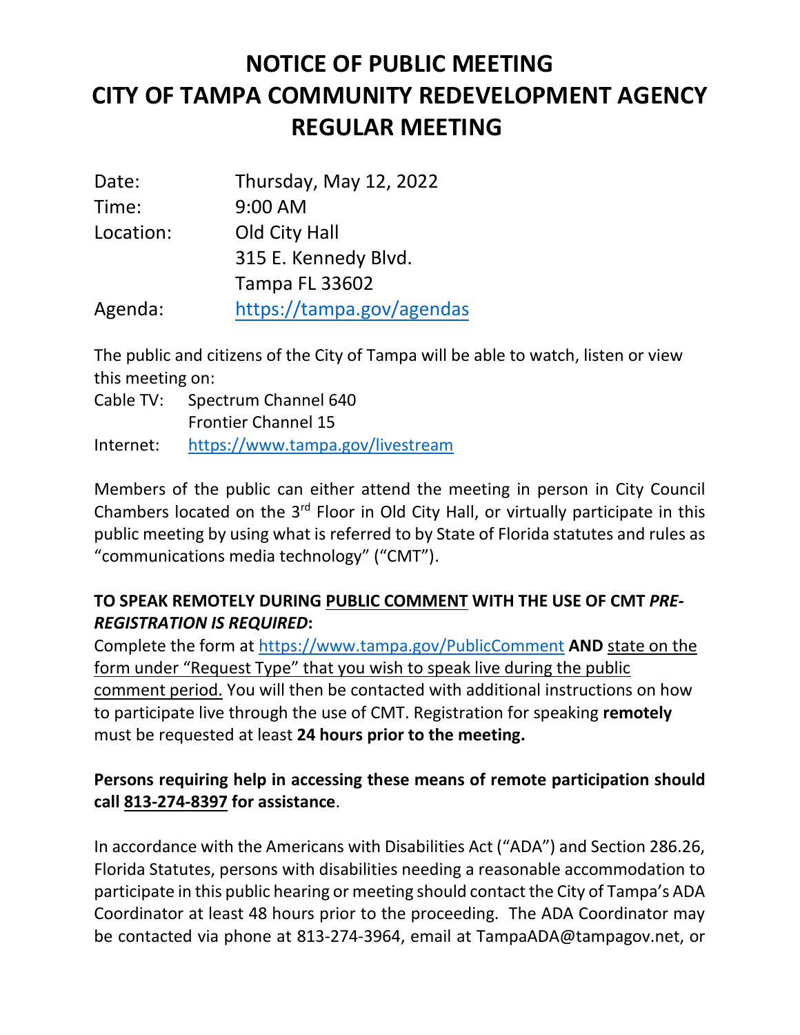# NOTICE OF PUBLIC MEETING
# CITY OF TAMPA COMMUNITY REDEVELOPMENT AGENCY
# REGULAR MEETING

| | |
|---|---|
| Date: | Thursday, May 12, 2022 |
| Time: | 9:00 AM |
| Location: | Old City Hall<br>315 E. Kennedy Blvd.<br>Tampa FL 33602 |
| Agenda: | https://tampa.gov/agendas |

The public and citizens of the City of Tampa will be able to watch, listen or view this meeting on:

| | |
|---|---|
| Cable TV: | Spectrum Channel 640<br>Frontier Channel 15 |
| Internet: | https://www.tampa.gov/livestream |

Members of the public can either attend the meeting in person in City Council Chambers located on the 3rd Floor in Old City Hall, or virtually participate in this public meeting by using what is referred to by State of Florida statutes and rules as "communications media technology" ("CMT").

**TO SPEAK REMOTELY DURING PUBLIC COMMENT WITH THE USE OF CMT *PRE-REGISTRATION IS REQUIRED*:**

Complete the form at https://www.tampa.gov/PublicComment **AND** state on the form under "Request Type" that you wish to speak live during the public comment period. You will then be contacted with additional instructions on how to participate live through the use of CMT. Registration for speaking **remotely** must be requested at least **24 hours prior to the meeting.**

**Persons requiring help in accessing these means of remote participation should call 813-274-8397 for assistance**.

In accordance with the Americans with Disabilities Act ("ADA") and Section 286.26, Florida Statutes, persons with disabilities needing a reasonable accommodation to participate in this public hearing or meeting should contact the City of Tampa's ADA Coordinator at least 48 hours prior to the proceeding. The ADA Coordinator may be contacted via phone at 813-274-3964, email at TampaADA@tampagov.net, or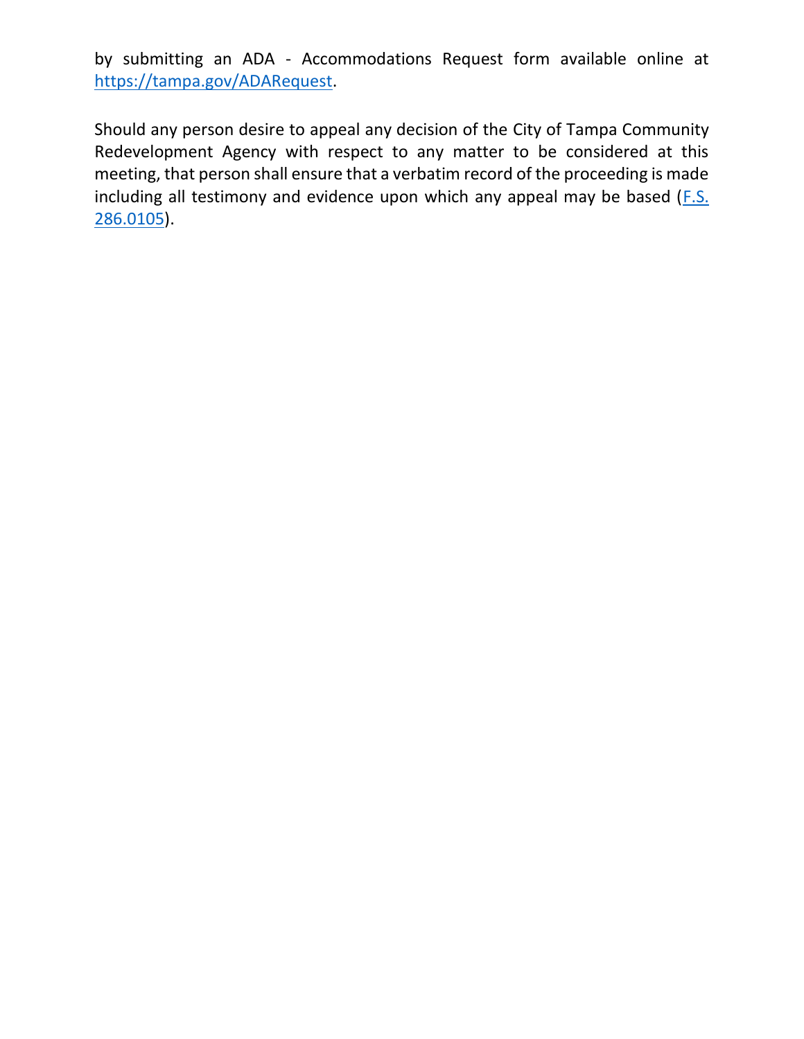by submitting an ADA - Accommodations Request form available online at [https://tampa.gov/ADARequest](https://tampa.gov/ADARequest).

Should any person desire to appeal any decision of the City of Tampa Community Redevelopment Agency with respect to any matter to be considered at this meeting, that person shall ensure that a verbatim record of the proceeding is made including all testimony and evidence upon which any appeal may be based (F.S. 286.0105).